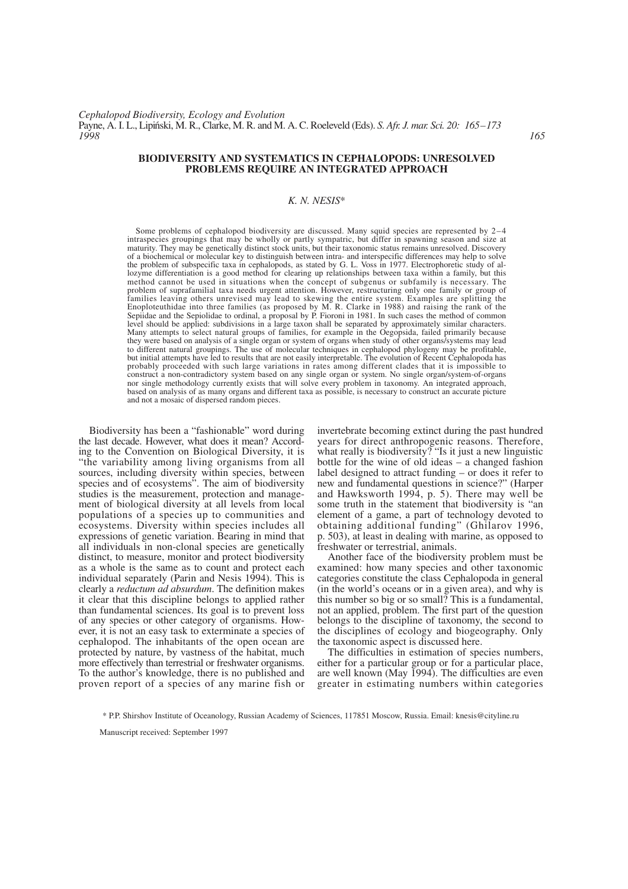# BIODIVERSITY AND SYSTEMATICS IN CEPHALOPODS: UNRESOLVED PROBLEMS REQUIRE AN INTEGRATED APPROACH

*K. N. NESIS*\*

Some problems of cephalopod biodiversity are discussed. Many squid species are represented by 2–4 intraspecies groupings that may be wholly or partly sympatric, but differ in spawning season and size at maturity. They may be genetically distinct stock units, but their taxonomic status remains unresolved. Discovery of a biochemical or molecular key to distinguish between intra- and interspecific differences may help to solve the problem of subspecific taxa in cephalopods, as stated by G. L. Voss in 1977. Electrophoretic study of allozyme differentiation is a good method for clearing up relationships between taxa within a family, but this method cannot be used in situations when the concept of subgenus or subfamily is necessary. The problem of suprafamilial taxa needs urgent attention. However, restructuring only one family or group of families leaving others unrevised may lead to skewing the entire system. Examples are splitting the Enoploteuthidae into three families (as proposed by M. R. Clarke in 1988) and raising the rank of the Sepiidae and the Sepiolidae to ordinal, a proposal by P. Fioroni in 1981. In such cases the method of common level should be applied: subdivisions in a large taxon shall be separated by approximately similar characters. Many attempts to select natural groups of families, for example in the Oegopsida, failed primarily because they were based on analysis of a single organ or system of organs when study of other organs/systems may lead to different natural groupings. The use of molecular techniques in cephalopod phylogeny may be profitable, but initial attempts have led to results that are not easily interpretable. The evolution of Recent Cephalopoda has probably proceeded with such large variations in rates among different clades that it is impossible to construct a non-contradictory system based on any single organ or system. No single organ/system-of-organs nor single methodology currently exists that will solve every problem in taxonomy. An integrated approach, based on analysis of as many organs and different taxa as possible, is necessary to construct an accurate picture and not a mosaic of dispersed random pieces.

Biodiversity has been a "fashionable" word during the last decade. However, what does it mean? According to the Convention on Biological Diversity, it is "the variability among living organisms from all sources, including diversity within species, between species and of ecosystems". The aim of biodiversity studies is the measurement, protection and management of biological diversity at all levels from local populations of a species up to communities and ecosystems. Diversity within species includes all expressions of genetic variation. Bearing in mind that all individuals in non-clonal species are genetically distinct, to measure, monitor and protect biodiversity as a whole is the same as to count and protect each individual separately (Parin and Nesis 1994). This is clearly a *reductum ad adsurdum*. The definition makes it clear that this discipline belongs to applied rather than fundamental sciences. Its goal is to prevent loss of any species or other category of organisms. However, it is not an easy task to exterminate a species of cephalopod. The inhabitants of the open ocean are protected by nature, by vastness of the habitat, much more effectively than terrestrial or freshwater organisms. To the author's knowledge, there is no published and proven report of a species of any marine fish or invertebrate becoming extinct during the past hundred years for direct anthropogenic reasons. Therefore, what really is biodiversity? "Is it just a new linguistic bottle for the wine of old ideas – a changed fashion label designed to attract funding – or does it refer to new and fundamental questions in science?" (Harper and Hawksworth 1994, p. 5). There may well be some truth in the statement that biodiversity is "an element of a game, a part of technology devoted to obtaining additional funding" (Ghilarov 1996, p. 503), at least in dealing with marine, as opposed to freshwater or terrestrial, animals.

Another face of the biodiversity problem must be examined: how many species and other taxonomic categories constitute the class Cephalopoda in general (in the world's oceans or in a given area), and why is this number so big or so small? This is a fundamental, not an applied, problem. The first part of the question belongs to the discipline of taxonomy, the second to the disciplines of ecology and biogeography. Only the taxonomic aspect is discussed here.

The difficulties in estimation of species numbers, either for a particular group or for a particular place, are well known (May 1994). The difficulties are even greater in estimating numbers within categories

\* P.P. Shirshov Institute of Oceanology, Russian Academy of Sciences, 117851 Moscow, Russia. Email: knesis@cityline.ru

Manuscript received: September 1997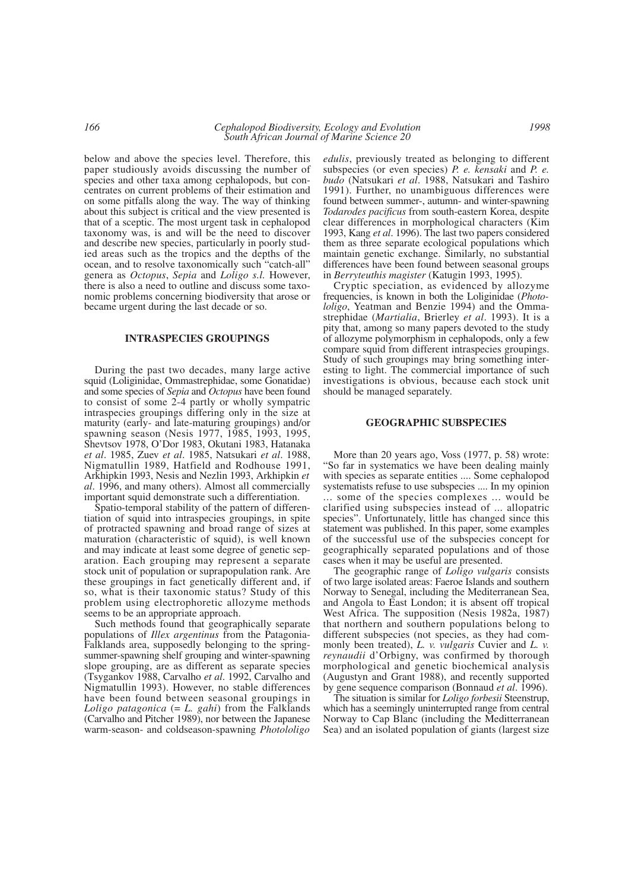below and above the species level. Therefore, this paper studiously avoids discussing the number of species and other taxa among cephalopods, but concentrates on current problems of their estimation and on some pitfalls along the way. The way of thinking about this subject is critical and the view presented is that of a sceptic. The most urgent task in cephalopod taxonomy was, is and will be the need to discover and describe new species, particularly in poorly studied areas such as the tropics and the depths of the ocean, and to resolve taxonomically such "catch-all" genera as *Octopus*, *Sepia* and *Loligo s.l.* However, there is also a need to outline and discuss some taxonomic problems concerning biodiversity that arose or became urgent during the last decade or so.

## INTRASPECIES GROUPINGS

During the past two decades, many large active squid (Loliginidae, Ommastrephidae, some Gonatidae) and some species of *Sepia* and *Octopus* have been found to consist of some 2-4 partly or wholly sympatric intraspecies groupings differing only in the size at maturity (early- and late-maturing groupings) and/or spawning season (Nesis 1977, 1985, 1993, 1995, Shevtsov 1978, O'Dor 1983, Okutani 1983, Hatanaka *et al*. 1985, Zuev *et al*. 1985, Natsukari *et al*. 1988, Nigmatullin 1989, Hatfield and Rodhouse 1991, Arkhipkin 1993, Nesis and Nezlin 1993, Arkhipkin *et al*. 1996, and many others). Almost all commercially important squid demonstrate such a differentiation.

Spatio-temporal stability of the pattern of differentiation of squid into intraspecies groupings, in spite of protracted spawning and broad range of sizes at maturation (characteristic of squid), is well known and may indicate at least some degree of genetic separation. Each grouping may represent a separate stock unit of population or suprapopulation rank. Are these groupings in fact genetically different and, if so, what is their taxonomic status? Study of this problem using electrophoretic allozyme methods seems to be an appropriate approach.

Such methods found that geographically separate populations of *Illex argentinus* from the Patagonia-Falklands area, supposedly belonging to the spring-summer-spawning shelf grouping and winter-spawning slope grouping, are as different as separate species (Tsygankov 1988, Carvalho *et al*. 1992, Carvalho and Nigmatullin 1993). However, no stable differences have been found between seasonal groupings in *Loligo patagonica* (= *L. gahi*) from the Falklands (Carvalho and Pitcher 1989), nor between the Japanese warm-season- and coldseason-spawning *Photololigo edulis*, previously treated as belonging to different subspecies (or even species) *P. e. kensaki* and *P. e. budo* (Natsukari *et al*. 1988, Natsukari and Tashiro 1991). Further, no unambiguous differences were found between summer-, autumn- and winter-spawning *Todarodes pacificus* from south-eastern Korea, despite clear differences in morphological characters (Kim 1993, Kang *et al*. 1996). The last two papers considered them as three separate ecological populations which maintain genetic exchange. Similarly, no substantial differences have been found between seasonal groups in *Berryteuthis magister* (Katugin 1993, 1995).

Cryptic speciation, as evidenced by allozyme frequencies, is known in both the Loliginidae (*Photololigo*, Yeatman and Benzie 1994) and the Ommastrephidae (*Martialia*, Brierley *et al*. 1993). It is a pity that, among so many papers devoted to the study of allozyme polymorphism in cephalopods, only a few compare squid from different intraspecies groupings. Study of such groupings may bring something interesting to light. The commercial importance of such investigations is obvious, because each stock unit should be managed separately.

## GEOGRAPHIC SUBSPECIES

More than 20 years ago, Voss (1977, p. 58) wrote: "So far in systematics we have been dealing mainly with species as separate entities .... Some cephalopod systematists refuse to use subspecies .... In my opinion … some of the species complexes … would be clarified using subspecies instead of ... allopatric species". Unfortunately, little has changed since this statement was published. In this paper, some examples of the successful use of the subspecies concept for geographically separated populations and of those cases when it may be useful are presented.

The geographic range of *Loligo vulgaris* consists of two large isolated areas: Faeroe Islands and southern Norway to Senegal, including the Mediterranean Sea, and Angola to East London; it is absent off tropical West Africa. The supposition (Nesis 1982a, 1987) that northern and southern populations belong to different subspecies (not species, as they had commonly been treated), *L. v. vulgaris* Cuvier and *L. v. reynaudii* d'Orbigny, was confirmed by thorough morphological and genetic biochemical analysis (Augustyn and Grant 1988), and recently supported by gene sequence comparison (Bonnaud *et al*. 1996).

The situation is similar for *Loligo forbesii* Steenstrup, which has a seemingly uninterrupted range from central Norway to Cap Blanc (including the Mediterranean Sea) and an isolated population of giants (largest size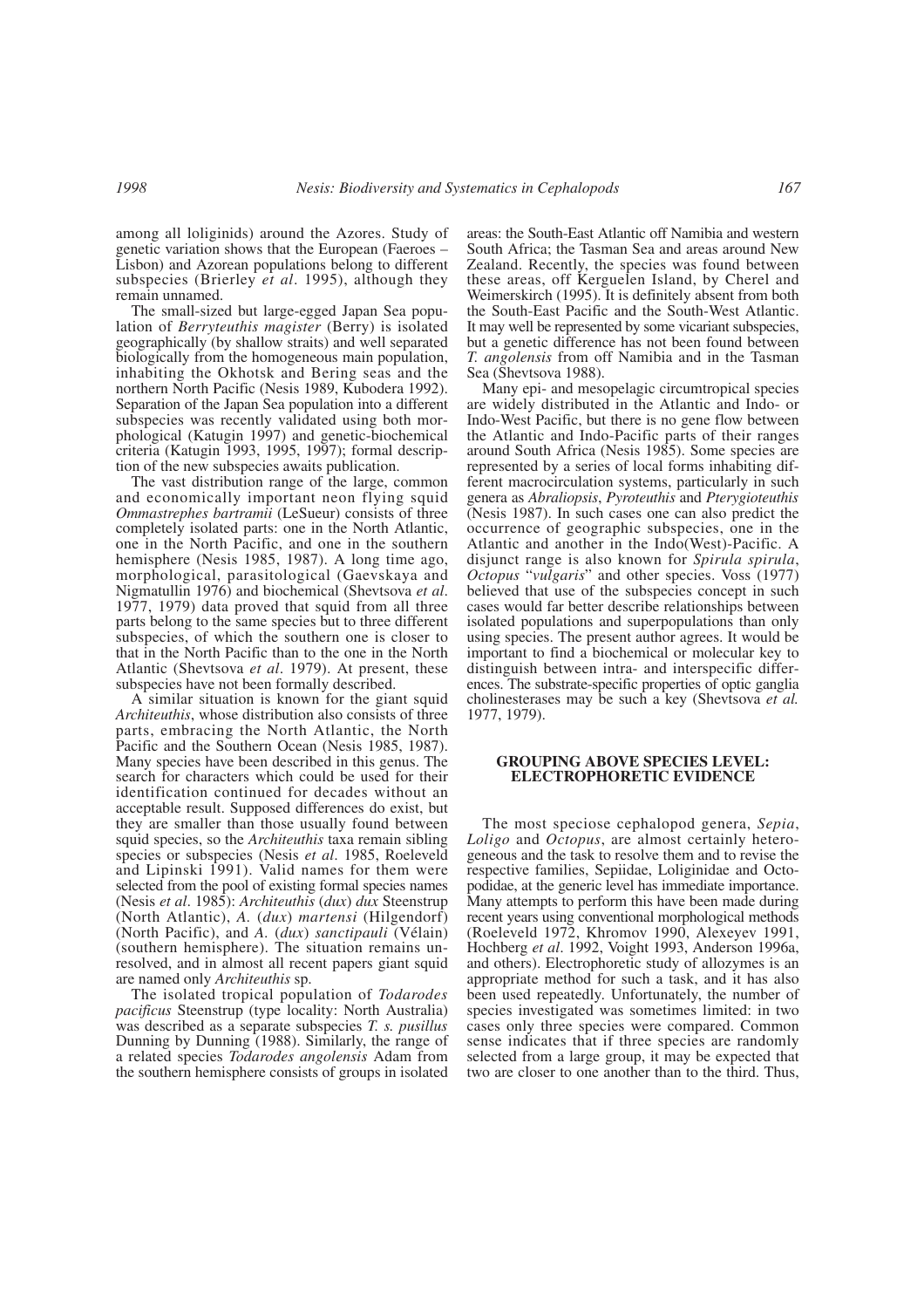among all loliginids) around the Azores. Study of genetic variation shows that the European (Faeroes – Lisbon) and Azorean populations belong to different subspecies (Brierley *et al*. 1995), although they remain unnamed.

The small-sized but large-egged Japan Sea population of *Berryteuthis magister* (Berry) is isolated geographically (by shallow straits) and well separated biologically from the homogeneous main population, inhabiting the Okhotsk and Bering seas and the northern North Pacific (Nesis 1989, Kubodera 1992). Separation of the Japan Sea population into a different subspecies was recently validated using both morphological (Katugin 1997) and genetic-biochemical criteria (Katugin 1993, 1995, 1997); formal description of the new subspecies awaits publication.

The vast distribution range of the large, common and economically important neon flying squid *Ommastrephes bartramii* (LeSueur) consists of three completely isolated parts: one in the North Atlantic, one in the North Pacific, and one in the southern hemisphere (Nesis 1985, 1987). A long time ago, morphological, parasitological (Gaevskaya and Nigmatullin 1976) and biochemical (Shevtsova *et al*. 1977, 1979) data proved that squid from all three parts belong to the same species but to three different subspecies, of which the southern one is closer to that in the North Pacific than to the one in the North Atlantic (Shevtsova *et al*. 1979). At present, these subspecies have not been formally described.

A similar situation is known for the giant squid *Architeuthis*, whose distribution also consists of three parts, embracing the North Atlantic, the North Pacific and the Southern Ocean (Nesis 1985, 1987). Many species have been described in this genus. The search for characters which could be used for their identification continued for decades without an acceptable result. Supposed differences do exist, but they are smaller than those usually found between squid species, so the *Architeuthis* taxa remain sibling species or subspecies (Nesis *et al*. 1985, Roeleveld and Lipinski 1991). Valid names for them were selected from the pool of existing formal species names (Nesis *et al*. 1985): *Architeuthis* (*dux*) *dux* Steenstrup (North Atlantic), *A*. (*dux*) *martensi* (Hilgendorf) (North Pacific), and *A*. (*dux*) *sanctipauli* (Vélain) (southern hemisphere). The situation remains unresolved, and in almost all recent papers giant squid are named only *Architeuthis* sp.

The isolated tropical population of *Todarodes pacificus* Steenstrup (type locality: North Australia) was described as a separate subspecies *T. s. pusillus* Dunning by Dunning (1988). Similarly, the range of a related species *Todarodes angolensis* Adam from the southern hemisphere consists of groups in isolated areas: the South-East Atlantic off Namibia and western South Africa; the Tasman Sea and areas around New Zealand. Recently, the species was found between these areas, off Kerguelen Island, by Cherel and Weimerskirch (1995). It is definitely absent from both the South-East Pacific and the South-West Atlantic. It may well be represented by some vicariant subspecies, but a genetic difference has not been found between *T. angolensis* from off Namibia and in the Tasman Sea (Shevtsova 1988).

Many epi- and mesopelagic circumtropical species are widely distributed in the Atlantic and Indo- or Indo-West Pacific, but there is no gene flow between the Atlantic and Indo-Pacific parts of their ranges around South Africa (Nesis 1985). Some species are represented by a series of local forms inhabiting different macrocirculation systems, particularly in such genera as *Abraliopsis*, *Pyroteuthis* and *Pterygioteuthis* (Nesis 1987). In such cases one can also predict the occurrence of geographic subspecies, one in the Atlantic and another in the Indo(West)-Pacific. A disjunct range is also known for *Spirula spirula*, *Octopus* "*vulgaris*" and other species. Voss (1977) believed that use of the subspecies concept in such cases would far better describe relationships between isolated populations and superpopulations than only using species. The present author agrees. It would be important to find a biochemical or molecular key to distinguish between intra- and interspecific differences. The substrate-specific properties of optic ganglia cholinesterases may be such a key (Shevtsova *et al.* 1977, 1979).

## GROUPING ABOVE SPECIES LEVEL: ELECTROPHORETIC EVIDENCE

The most speciose cephalopod genera, *Sepia*, *Loligo* and *Octopus*, are almost certainly heterogeneous and the task to resolve them and to revise the respective families, Sepiidae, Loliginidae and Octopodidae, at the generic level has immediate importance. Many attempts to perform this have been made during recent years using conventional morphological methods (Roeleveld 1972, Khromov 1990, Alexeyev 1991, Hochberg *et al*. 1992, Voight 1993, Anderson 1996a, and others). Electrophoretic study of allozymes is an appropriate method for such a task, and it has also been used repeatedly. Unfortunately, the number of species investigated was sometimes limited: in two cases only three species were compared. Common sense indicates that if three species are randomly selected from a large group, it may be expected that two are closer to one another than to the third. Thus,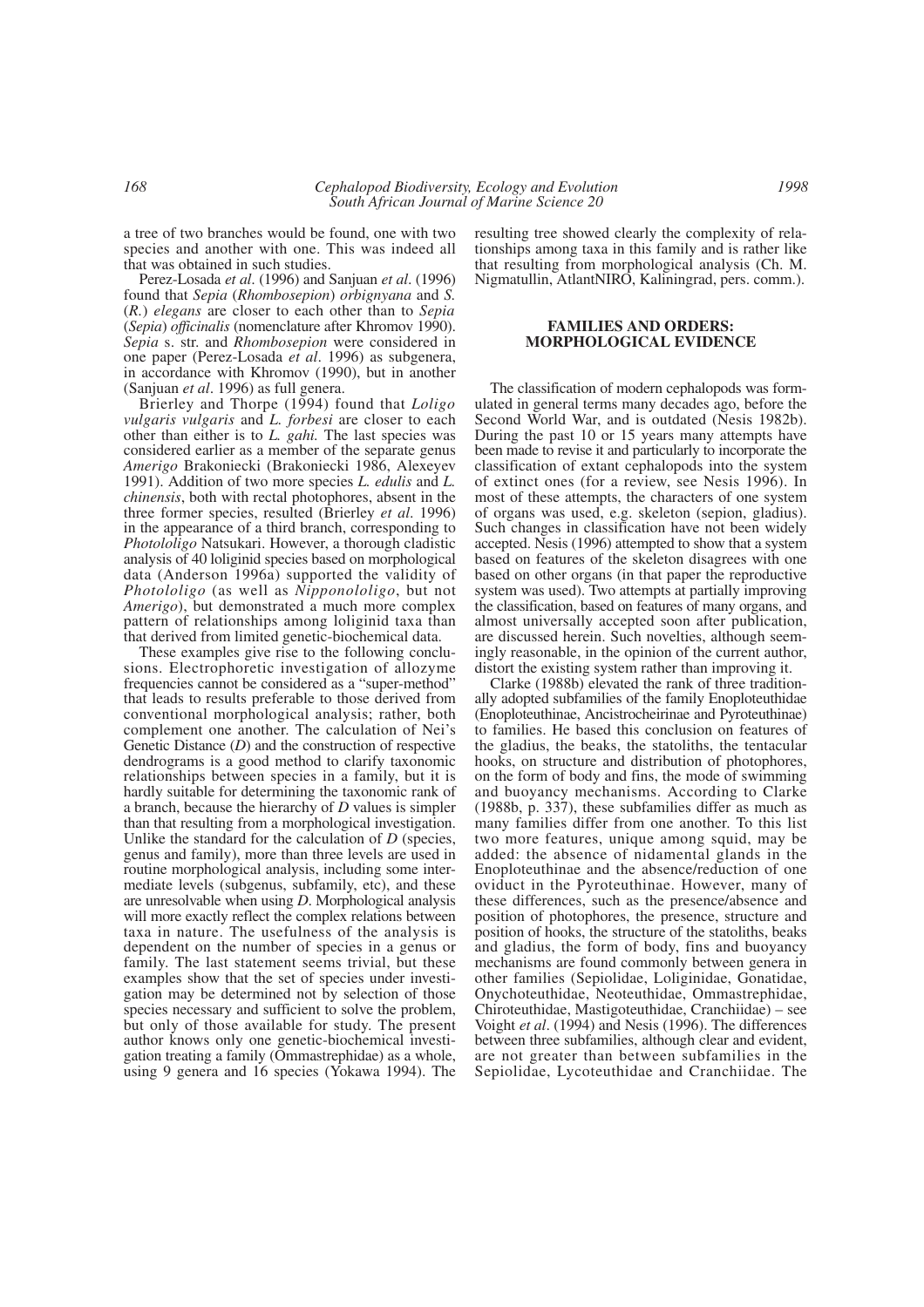a tree of two branches would be found, one with two species and another with one. This was indeed all that was obtained in such studies.

Perez-Losada *et al*. (1996) and Sanjuan *et al*. (1996) found that *Sepia* (*Rhombosepion*) *orbignyana* and *S.* (*R.*) *elegans* are closer to each other than to *Sepia* (*Sepia*) *officinalis* (nomenclature after Khromov 1990). *Sepia* s. str. and *Rhombosepion* were considered in one paper (Perez-Losada *et al*. 1996) as subgenera, in accordance with Khromov (1990), but in another (Sanjuan *et al*. 1996) as full genera.

Brierley and Thorpe (1994) found that *Loligo vulgaris vulgaris* and *L. forbesi* are closer to each other than either is to *L. gahi.* The last species was considered earlier as a member of the separate genus *Amerigo* Brakoniecki (Brakoniecki 1986, Alexeyev 1991). Addition of two more species *L. edulis* and *L. chinensis*, both with rectal photophores, absent in the three former species, resulted (Brierley *et al*. 1996) in the appearance of a third branch, corresponding to *Photololigo* Natsukari. However, a thorough cladistic analysis of 40 loliginid species based on morphological data (Anderson 1996a) supported the validity of *Photololigo* (as well as *Nipponololigo*, but not *Amerigo*), but demonstrated a much more complex pattern of relationships among loliginid taxa than that derived from limited genetic-biochemical data.

These examples give rise to the following conclusions. Electrophoretic investigation of allozyme frequencies cannot be considered as a "super-method" that leads to results preferable to those derived from conventional morphological analysis; rather, both complement one another. The calculation of Nei's Genetic Distance (*D*) and the construction of respective dendrograms is a good method to clarify taxonomic relationships between species in a family, but it is hardly suitable for determining the taxonomic rank of a branch, because the hierarchy of *D* values is simpler than that resulting from a morphological investigation. Unlike the standard for the calculation of *D* (species, genus and family), more than three levels are used in routine morphological analysis, including some intermediate levels (subgenus, subfamily, etc), and these are unresolvable when using *D*. Morphological analysis will more exactly reflect the complex relations between taxa in nature. The usefulness of the analysis is dependent on the number of species in a genus or family. The last statement seems trivial, but these examples show that the set of species under investigation may be determined not by selection of those species necessary and sufficient to solve the problem, but only of those available for study. The present author knows only one genetic-biochemical investigation treating a family (Ommastrephidae) as a whole, using 9 genera and 16 species (Yokawa 1994). The resulting tree showed clearly the complexity of relationships among taxa in this family and is rather like that resulting from morphological analysis (Ch. M. Nigmatullin, AtlantNIRO, Kaliningrad, pers. comm.).

## FAMILIES AND ORDERS: MORPHOLOGICAL EVIDENCE

The classification of modern cephalopods was formulated in general terms many decades ago, before the Second World War, and is outdated (Nesis 1982b). During the past 10 or 15 years many attempts have been made to revise it and particularly to incorporate the classification of extant cephalopods into the system of extinct ones (for a review, see Nesis 1996). In most of these attempts, the characters of one system of organs was used, e.g. skeleton (sepion, gladius). Such changes in classification have not been widely accepted. Nesis (1996) attempted to show that a system based on features of the skeleton disagrees with one based on other organs (in that paper the reproductive system was used). Two attempts at partially improving the classification, based on features of many organs, and almost universally accepted soon after publication, are discussed herein. Such novelties, although seemingly reasonable, in the opinion of the current author, distort the existing system rather than improving it.

Clarke (1988b) elevated the rank of three traditionally adopted subfamilies of the family Enoploteuthidae (Enoploteuthinae, Ancistrocheirinae and Pyroteuthinae) to families. He based this conclusion on features of the gladius, the beaks, the statoliths, the tentacular hooks, on structure and distribution of photophores, on the form of body and fins, the mode of swimming and buoyancy mechanisms. According to Clarke (1988b, p. 337), these subfamilies differ as much as many families differ from one another. To this list two more features, unique among squid, may be added: the absence of nidamental glands in the Enoploteuthinae and the absence/reduction of one oviduct in the Pyroteuthinae. However, many of these differences, such as the presence/absence and position of photophores, the presence, structure and position of hooks, the structure of the statoliths, beaks and gladius, the form of body, fins and buoyancy mechanisms are found commonly between genera in other families (Sepiolidae, Loliginidae, Gonatidae, Onychoteuthidae, Neoteuthidae, Ommastrephidae, Chiroteuthidae, Mastigoteuthidae, Cranchiidae) – see Voight *et al*. (1994) and Nesis (1996). The differences between three subfamilies, although clear and evident, are not greater than between subfamilies in the Sepiolidae, Lycoteuthidae and Cranchiidae. The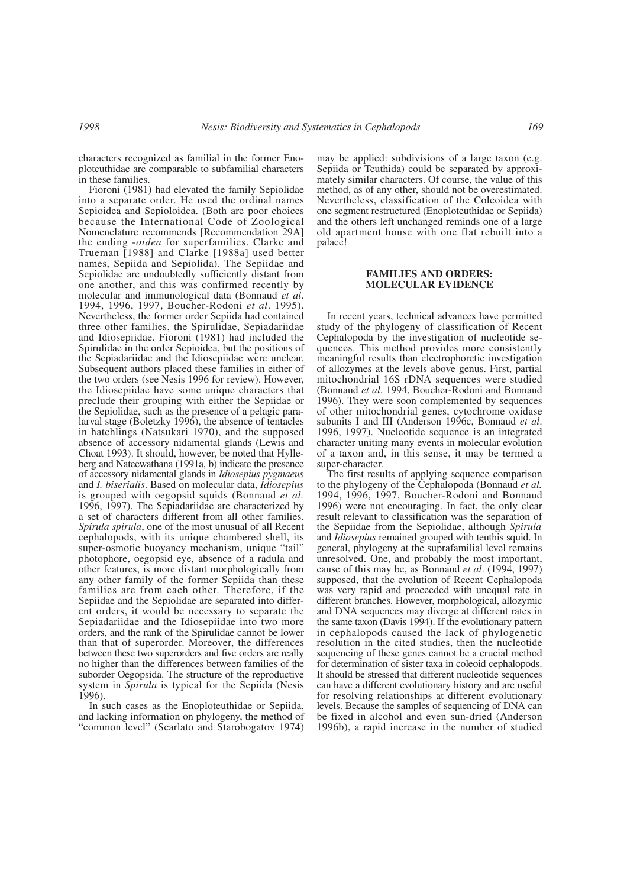characters recognized as familial in the former Enoploteuthidae are comparable to subfamilial characters in these families.

Fioroni (1981) had elevated the family Sepiolidae into a separate order. He used the ordinal names Sepioidea and Sepioloidea. (Both are poor choices because the International Code of Zoological Nomenclature recommends [Recommendation 29A] the ending *-oidea* for superfamilies. Clarke and Trueman [1988] and Clarke [1988a] used better names, Sepiida and Sepiolida). The Sepiidae and Sepiolidae are undoubtedly sufficiently distant from one another, and this was confirmed recently by molecular and immunological data (Bonnaud *et al*. 1994, 1996, 1997, Boucher-Rodoni *et al*. 1995). Nevertheless, the former order Sepiida had contained three other families, the Spirulidae, Sepiadariidae and Idiosepiidae. Fioroni (1981) had included the Spirulidae in the order Sepioidea, but the positions of the Sepiadariidae and the Idiosepiidae were unclear. Subsequent authors placed these families in either of the two orders (see Nesis 1996 for review). However, the Idiosepiidae have some unique characters that preclude their grouping with either the Sepiidae or the Sepiolidae, such as the presence of a pelagic paralarval stage (Boletzky 1996), the absence of tentacles in hatchlings (Natsukari 1970), and the supposed absence of accessory nidamental glands (Lewis and Choat 1993). It should, however, be noted that Hylleberg and Nateewathana (1991a, b) indicate the presence of accessory nidamental glands in *Idiosepius pygmaeus* and *I. biserialis*. Based on molecular data, *Idiosepius* is grouped with oegopsid squids (Bonnaud *et al.* 1996, 1997). The Sepiadariidae are characterized by a set of characters different from all other families. *Spirula spirula*, one of the most unusual of all Recent cephalopods, with its unique chambered shell, its super-osmotic buoyancy mechanism, unique "tail" photophore, oegopsid eye, absence of a radula and other features, is more distant morphologically from any other family of the former Sepiida than these families are from each other. Therefore, if the Sepiidae and the Sepiolidae are separated into different orders, it would be necessary to separate the Sepiadariidae and the Idiosepiidae into two more orders, and the rank of the Spirulidae cannot be lower than that of superorder. Moreover, the differences between these two superorders and five orders are really no higher than the differences between families of the suborder Oegopsida. The structure of the reproductive system in *Spirula* is typical for the Sepiida (Nesis 1996).

In such cases as the Enoploteuthidae or Sepiida, and lacking information on phylogeny, the method of "common level" (Scarlato and Starobogatov 1974) may be applied: subdivisions of a large taxon (e.g. Sepiida or Teuthida) could be separated by approximately similar characters. Of course, the value of this method, as of any other, should not be overestimated. Nevertheless, classification of the Coleoidea with one segment restructured (Enoploteuthidae or Sepiida) and the others left unchanged reminds one of a large old apartment house with one flat rebuilt into a palace!

## FAMILIES AND ORDERS: MOLECULAR EVIDENCE

In recent years, technical advances have permitted study of the phylogeny of classification of Recent Cephalopoda by the investigation of nucleotide sequences. This method provides more consistently meaningful results than electrophoretic investigation of allozymes at the levels above genus. First, partial mitochondrial 16S rDNA sequences were studied (Bonnaud *et al*. 1994, Boucher-Rodoni and Bonnaud 1996). They were soon complemented by sequences of other mitochondrial genes, cytochrome oxidase subunits I and III (Anderson 1996c, Bonnaud *et al*. 1996, 1997). Nucleotide sequence is an integrated character uniting many events in molecular evolution of a taxon and, in this sense, it may be termed a super-character.

The first results of applying sequence comparison to the phylogeny of the Cephalopoda (Bonnaud *et al.* 1994, 1996, 1997, Boucher-Rodoni and Bonnaud 1996) were not encouraging. In fact, the only clear result relevant to classification was the separation of the Sepiidae from the Sepiolidae, although *Spirula* and *Idiosepius* remained grouped with teuthis squid. In general, phylogeny at the suprafamilial level remains unresolved. One, and probably the most important, cause of this may be, as Bonnaud *et al*. (1994, 1997) supposed, that the evolution of Recent Cephalopoda was very rapid and proceeded with unequal rate in different branches. However, morphological, allozymic and DNA sequences may diverge at different rates in the same taxon (Davis 1994). If the evolutionary pattern in cephalopods caused the lack of phylogenetic resolution in the cited studies, then the nucleotide sequencing of these genes cannot be a crucial method for determination of sister taxa in coleoid cephalopods. It should be stressed that different nucleotide sequences can have a different evolutionary history and are useful for resolving relationships at different evolutionary levels. Because the samples of sequencing of DNA can be fixed in alcohol and even sun-dried (Anderson 1996b), a rapid increase in the number of studied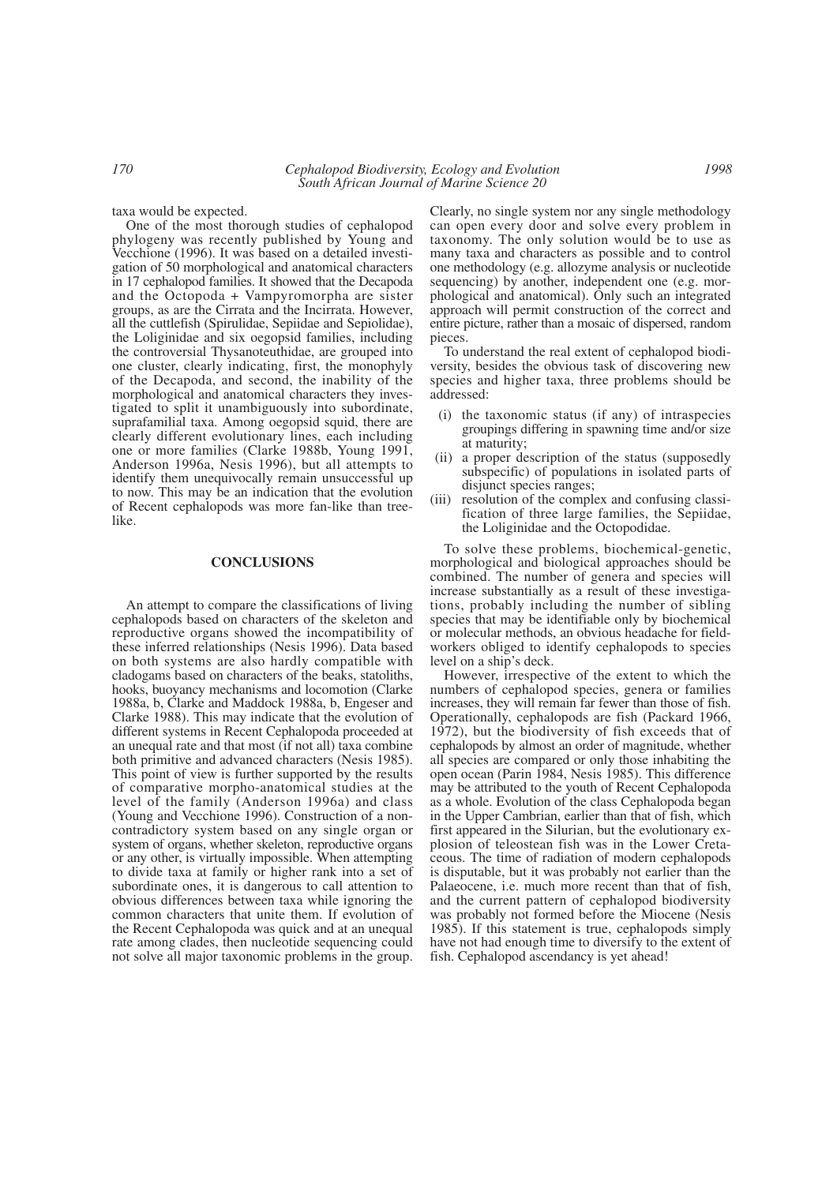taxa would be expected.

One of the most thorough studies of cephalopod phylogeny was recently published by Young and Vecchione (1996). It was based on a detailed investigation of 50 morphological and anatomical characters in 17 cephalopod families. It showed that the Decapoda and the Octopoda + Vampyromorpha are sister groups, as are the Cirrata and the Incirrata. However, all the cuttlefish (Spirulidae, Sepiidae and Sepiolidae), the Loliginidae and six oegopsid families, including the controversial Thysanoteuthidae, are grouped into one cluster, clearly indicating, first, the monophyly of the Decapoda, and second, the inability of the morphological and anatomical characters they investigated to split it unambiguously into subordinate, suprafamilial taxa. Among oegopsid squid, there are clearly different evolutionary lines, each including one or more families (Clarke 1988b, Young 1991, Anderson 1996a, Nesis 1996), but all attempts to identify them unequivocally remain unsuccessful up to now. This may be an indication that the evolution of Recent cephalopods was more fan-like than tree-like.

## CONCLUSIONS

An attempt to compare the classifications of living cephalopods based on characters of the skeleton and reproductive organs showed the incompatibility of these inferred relationships (Nesis 1996). Data based on both systems are also hardly compatible with cladogams based on characters of the beaks, statoliths, hooks, buoyancy mechanisms and locomotion (Clarke 1988a, b, Clarke and Maddock 1988a, b, Engeser and Clarke 1988). This may indicate that the evolution of different systems in Recent Cephalopoda proceeded at an unequal rate and that most (if not all) taxa combine both primitive and advanced characters (Nesis 1985). This point of view is further supported by the results of comparative morpho-anatomical studies at the level of the family (Anderson 1996a) and class (Young and Vecchione 1996). Construction of a non-contradictory system based on any single organ or system of organs, whether skeleton, reproductive organs or any other, is virtually impossible. When attempting to divide taxa at family or higher rank into a set of subordinate ones, it is dangerous to call attention to obvious differences between taxa while ignoring the common characters that unite them. If evolution of the Recent Cephalopoda was quick and at an unequal rate among clades, then nucleotide sequencing could not solve all major taxonomic problems in the group. Clearly, no single system nor any single methodology can open every door and solve every problem in taxonomy. The only solution would be to use as many taxa and characters as possible and to control one methodology (e.g. allozyme analysis or nucleotide sequencing) by another, independent one (e.g. morphological and anatomical). Only such an integrated approach will permit construction of the correct and entire picture, rather than a mosaic of dispersed, random pieces.

To understand the real extent of cephalopod biodiversity, besides the obvious task of discovering new species and higher taxa, three problems should be addressed:

(i) the taxonomic status (if any) of intraspecies groupings differing in spawning time and/or size at maturity;

(ii) a proper description of the status (supposedly subspecific) of populations in isolated parts of disjunct species ranges;

(iii) resolution of the complex and confusing classification of three large families, the Sepiidae, the Loliginidae and the Octopodidae.

To solve these problems, biochemical-genetic, morphological and biological approaches should be combined. The number of genera and species will increase substantially as a result of these investigations, probably including the number of sibling species that may be identifiable only by biochemical or molecular methods, an obvious headache for field-workers obliged to identify cephalopods to species level on a ship's deck.

However, irrespective of the extent to which the numbers of cephalopod species, genera or families increases, they will remain far fewer than those of fish. Operationally, cephalopods are fish (Packard 1966, 1972), but the biodiversity of fish exceeds that of cephalopods by almost an order of magnitude, whether all species are compared or only those inhabiting the open ocean (Parin 1984, Nesis 1985). This difference may be attributed to the youth of Recent Cephalopoda as a whole. Evolution of the class Cephalopoda began in the Upper Cambrian, earlier than that of fish, which first appeared in the Silurian, but the evolutionary explosion of teleostean fish was in the Lower Cretaceous. The time of radiation of modern cephalopods is disputable, but it was probably not earlier than the Palaeocene, i.e. much more recent than that of fish, and the current pattern of cephalopod biodiversity was probably not formed before the Miocene (Nesis 1985). If this statement is true, cephalopods simply have not had enough time to diversify to the extent of fish. Cephalopod ascendancy is yet ahead!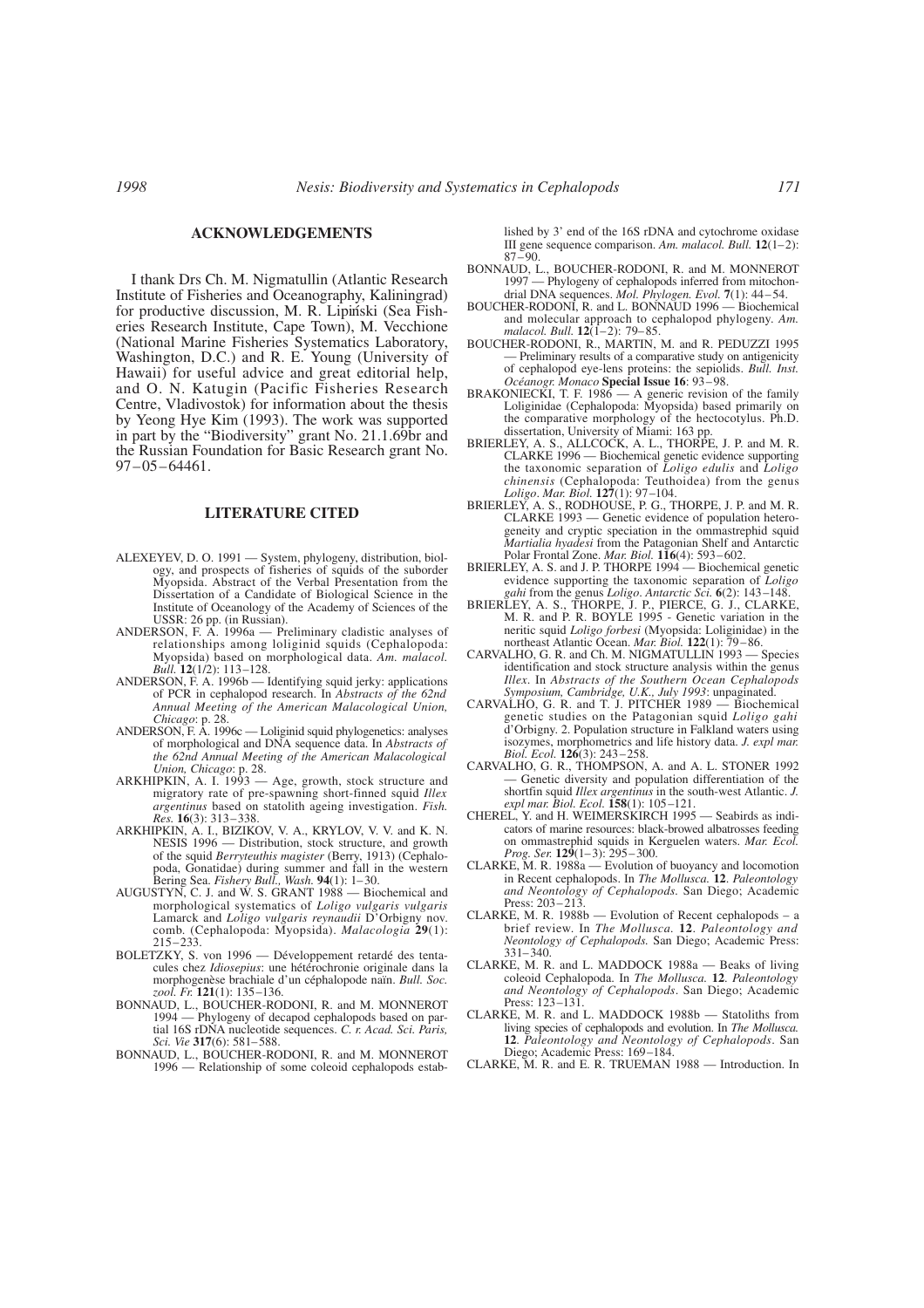## ACKNOWLEDGEMENTS

I thank Drs Ch. M. Nigmatullin (Atlantic Research Institute of Fisheries and Oceanography, Kaliningrad) for productive discussion, M. R. Lipiński (Sea Fisheries Research Institute, Cape Town), M. Vecchione (National Marine Fisheries Systematics Laboratory, Washington, D.C.) and R. E. Young (University of Hawaii) for useful advice and great editorial help, and O. N. Katugin (Pacific Fisheries Research Centre, Vladivostok) for information about the thesis by Yeong Hye Kim (1993). The work was supported in part by the "Biodiversity" grant No. 21.1.69br and the Russian Foundation for Basic Research grant No. 97–05–64461.

## LITERATURE CITED

ALEXEYEV, D. O. 1991 — System, phylogeny, distribution, biology, and prospects of fisheries of squids of the suborder Myopsida. Abstract of the Verbal Presentation from the Dissertation of a Candidate of Biological Science in the Institute of Oceanology of the Academy of Sciences of the USSR: 26 pp. (in Russian).

ANDERSON, F. A. 1996a — Preliminary cladistic analyses of relationships among loliginid squids (Cephalopoda: Myopsida) based on morphological data. *Am. malacol. Bull.* **12**(1/2): 113–128.

ANDERSON, F. A. 1996b — Identifying squid jerky: applications of PCR in cephalopod research. In *Abstracts of the 62nd Annual Meeting of the American Malacological Union, Chicago*: p. 28.

ANDERSON, F. A. 1996c — Loliginid squid phylogenetics: analyses of morphological and DNA sequence data. In *Abstracts of the 62nd Annual Meeting of the American Malacological Union, Chicago*: p. 28.

ARKHIPKIN, A. I. 1993 — Age, growth, stock structure and migratory rate of pre-spawning short-finned squid *Illex argentinus* based on statolith ageing investigation. *Fish. Res.* **16**(3): 313–338.

ARKHIPKIN, A. I., BIZIKOV, V. A., KRYLOV, V. V. and K. N. NESIS 1996 — Distribution, stock structure, and growth of the squid *Berryteuthis magister* (Berry, 1913) (Cephalopoda, Gonatidae) during summer and fall in the western Bering Sea. *Fishery Bull., Wash.* **94**(1): 1–30.

AUGUSTYN, C. J. and W. S. GRANT 1988 — Biochemical and morphological systematics of *Loligo vulgaris vulgaris* Lamarck and *Loligo vulgaris reynaudii* D'Orbigny nov. comb. (Cephalopoda: Myopsida). *Malacologia* **29**(1): 215–233.

BOLETZKY, S. von 1996 — Développement retardé des tentacules chez *Idiosepius*: une hétérochronie originale dans la morphogenèse brachiale d'un céphalopode naïn. *Bull. Soc. zool. Fr.* **121**(1): 135–136.

BONNAUD, L., BOUCHER-RODONI, R. and M. MONNEROT 1994 — Phylogeny of decapod cephalopods based on partial 16S rDNA nucleotide sequences. *C. r. Acad. Sci. Paris, Sci. Vie* **317**(6): 581–588.

BONNAUD, L., BOUCHER-RODONI, R. and M. MONNEROT 1996 — Relationship of some coleoid cephalopods established by 3' end of the 16S rDNA and cytochrome oxidase III gene sequence comparison. *Am. malacol. Bull.* **12**(1–2): 87–90.

BONNAUD, L., BOUCHER-RODONI, R. and M. MONNEROT 1997 — Phylogeny of cephalopods inferred from mitochondrial DNA sequences. *Mol. Phylogen. Evol.* **7**(1): 44–54.

BOUCHER-RODONI, R. and L. BONNAUD 1996 — Biochemical and molecular approach to cephalopod phylogeny. *Am. malacol. Bull.* **12**(1–2): 79–85.

BOUCHER-RODONI, R., MARTIN, M. and R. PEDUZZI 1995 — Preliminary results of a comparative study on antigenicity of cephalopod eye-lens proteins: the sepiolids. *Bull. Inst. Océanogr. Monaco* **Special Issue 16**: 93–98.

BRAKONIECKI, T. F. 1986 — A generic revision of the family Loliginidae (Cephalopoda: Myopsida) based primarily on the comparative morphology of the hectocotylus. Ph.D. dissertation, University of Miami: 163 pp.

BRIERLEY, A. S., ALLCOCK, A. L., THORPE, J. P. and M. R. CLARKE 1996 — Biochemical genetic evidence supporting the taxonomic separation of *Loligo edulis* and *Loligo chinensis* (Cephalopoda: Teuthoidea) from the genus *Loligo*. *Mar. Biol.* **127**(1): 97–104.

BRIERLEY, A. S., RODHOUSE, P. G., THORPE, J. P. and M. R. CLARKE 1993 — Genetic evidence of population heterogeneity and cryptic speciation in the ommastrephid squid *Martialia hyadesi* from the Patagonian Shelf and Antarctic Polar Frontal Zone. *Mar. Biol.* **116**(4): 593–602.

BRIERLEY, A. S. and J. P. THORPE 1994 — Biochemical genetic evidence supporting the taxonomic separation of *Loligo gahi* from the genus *Loligo*. *Antarctic Sci.* **6**(2): 143–148.

BRIERLEY, A. S., THORPE, J. P., PIERCE, G. J., CLARKE, M. R. and P. R. BOYLE 1995 - Genetic variation in the neritic squid *Loligo forbesi* (Myopsida: Loliginidae) in the northeast Atlantic Ocean. *Mar. Biol.* **122**(1): 79–86.

CARVALHO, G. R. and Ch. M. NIGMATULLIN 1993 — Species identification and stock structure analysis within the genus *Illex*. In *Abstracts of the Southern Ocean Cephalopods Symposium, Cambridge, U.K., July 1993*: unpaginated.

CARVALHO, G. R. and T. J. PITCHER 1989 — Biochemical genetic studies on the Patagonian squid *Loligo gahi* d'Orbigny. 2. Population structure in Falkland waters using isozymes, morphometrics and life history data. *J. expl mar. Biol. Ecol.* **126**(3): 243–258.

CARVALHO, G. R., THOMPSON, A. and A. L. STONER 1992 — Genetic diversity and population differentiation of the shortfin squid *Illex argentinus* in the south-west Atlantic. *J. expl mar. Biol. Ecol.* **158**(1): 105–121.

CHEREL, Y. and H. WEIMERSKIRCH 1995 — Seabirds as indicators of marine resources: black-browed albatrosses feeding on ommastrephid squids in Kerguelen waters. *Mar. Ecol. Prog. Ser.* **129**(1–3): 295–300.

CLARKE, M. R. 1988a — Evolution of buoyancy and locomotion in Recent cephalopods. In *The Mollusca.* **12**. *Paleontology and Neontology of Cephalopods*. San Diego; Academic Press: 203–213.

CLARKE, M. R. 1988b — Evolution of Recent cephalopods – a brief review. In *The Mollusca.* **12**. *Paleontology and Neontology of Cephalopods.* San Diego; Academic Press: 331–340.

CLARKE, M. R. and L. MADDOCK 1988a — Beaks of living coleoid Cephalopoda. In *The Mollusca.* **12**. *Paleontology and Neontology of Cephalopods*. San Diego; Academic Press: 123–131.

CLARKE, M. R. and L. MADDOCK 1988b — Statoliths from living species of cephalopods and evolution. In *The Mollusca.* **12**. *Paleontology and Neontology of Cephalopods*. San Diego; Academic Press: 169–184.

CLARKE, M. R. and E. R. TRUEMAN 1988 — Introduction. In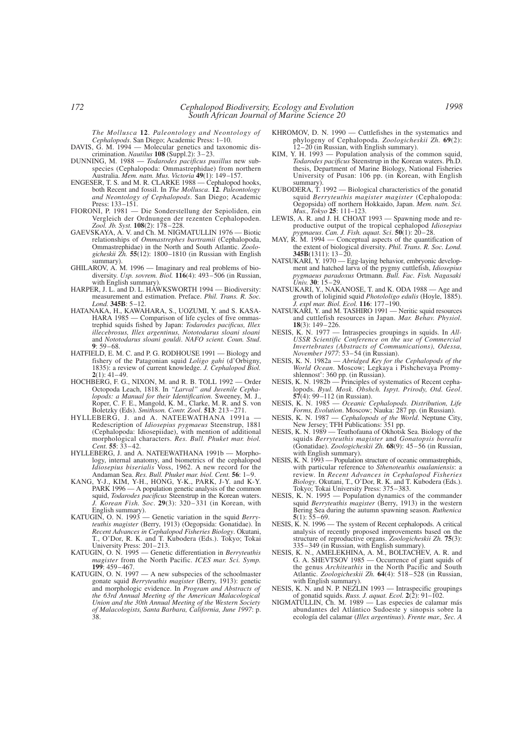*The Mollusca* **12**. *Paleontology and Neontology of Cephalopods*. San Diego; Academic Press: 1–10.

DAVIS, G. M. 1994 — Molecular genetics and taxonomic discrimination. *Nautilus* **108** (Suppl.2): 3–23.

DUNNING, M. 1988 — *Todarodes pacificus pusillus* new subspecies (Cephalopoda: Ommastrephidae) from northern Australia. *Mem. natn. Mus. Victoria* **49**(1): 149–157.

ENGESER, T. S. and M. R. CLARKE 1988 — Cephalopod hooks, both Recent and fossil. In *The Mollusca*. **12**. *Paleontology and Neontology of Cephalopods*. San Diego; Academic Press: 133–151.

FIORONI, P. 1981 — Die Sonderstellung der Sepioliden, ein Vergleich der Ordnungen der rezenten Cephalopoden. *Zool. Jb. Syst.* **108**(2): 178–228.

GAEVSKAYA, A. V. and Ch. M. NIGMATULLIN 1976 — Biotic relationships of *Ommastrephes bartramii* (Cephalopoda, Ommastrephidae) in the North and South Atlantic. *Zoologicheskii Zh.* **55**(12): 1800–1810 (in Russian with English summary).

GHILAROV, A. M. 1996 — Imaginary and real problems of biodiversity. *Usp. sovrem. Biol.* **116**(4): 493–506 (in Russian, with English summary).

HARPER, J. L. and D. L. HAWKSWORTH 1994 — Biodiversity: measurement and estimation. Preface. *Phil. Trans. R. Soc. Lond.* **345B**: 5–12.

HATANAKA, H., KAWAHARA, S., UOZUMI, Y. and S. KASAHARA 1985 — Comparison of life cycles of five ommastrephid squids fished by Japan: *Todarodes pacificus, Illex illecebrosus, Illex argentinus, Nototodarus sloani sloani* and *Nototodarus sloani gouldi*. *NAFO scient. Coun. Stud*. **9**: 59–68.

HATFIELD, E. M. C. and P. G. RODHOUSE 1991 — Biology and fishery of the Patagonian squid *Loligo gahi* (d'Orbigny, 1835): a review of current knowledge. *J. Cephalopod Biol.* **2**(1): 41–49.

HOCHBERG, F. G., NIXON, M. and R. B. TOLL 1992 — Order Octopoda Leach, 1818. In *"Larval" and Juvenile Cephalopods: a Manual for their Identification.* Sweeney, M. J., Roper, C. F. E., Mangold, K. M., Clarke, M. R. and S. von Boletzky (Eds). *Smithson. Contr. Zool*. **513**: 213–271.

HYLLEBERG, J. and A. NATEEWATHANA 1991a — Redescription of *Idiosepius pygmaeus* Steenstrup, 1881 (Cephalopoda: Idiosepiidae), with mention of additional morphological characters. *Res. Bull. Phuket mar. biol. Cent.* **55**: 33–42.

HYLLEBERG, J. and A. NATEEWATHANA 1991b — Morphology, internal anatomy, and biometrics of the cephalopod *Idiosepius biserialis* Voss, 1962. A new record for the Andaman Sea. *Res. Bull. Phuket mar. biol. Cent.* **56**: 1–9.

KANG, Y-J., KIM, Y-H., HONG, Y-K., PARK, J-Y. and K-Y. PARK 1996 — A population genetic analysis of the common squid, *Todarodes pacificus* Steenstrup in the Korean waters. *J. Korean Fish. Soc*. **29**(3): 320–331 (in Korean, with English summary).

KATUGIN, O. N. 1993 — Genetic variation in the squid *Berryteuthis magister* (Berry, 1913) (Oegopsida: Gonatidae). In *Recent Advances in Cephalopod Fisheries Biology*. Okutani, T., O'Dor, R. K. and T. Kubodera (Eds.). Tokyo; Tokai University Press: 201–213.

KATUGIN, O. N. 1995 — Genetic differentiation in *Berryteuthis magister* from the North Pacific. *ICES mar. Sci. Symp.* **199**: 459–467.

KATUGIN, O. N. 1997 — A new subspecies of the schoolmaster gonate squid *Berryteuthis magister* (Berry, 1913): genetic and morphologic evidence. In *Program and Abstracts of the 63rd Annual Meeting of the American Malacological Union and the 30th Annual Meeting of the Western Society of Malacologists, Santa Barbara, California, June 1997*: p. 38.

KHROMOV, D. N. 1990 — Cuttlefishes in the systematics and phylogeny of Cephalopoda. *Zoologicheskii Zh.* **69**(2): 12–20 (in Russian, with English summary).

KIM, Y. H. 1993 — Population analysis of the common squid, *Todarodes pacificus* Steenstrup in the Korean waters. Ph.D. thesis, Department of Marine Biology, National Fisheries University of Pusan: 106 pp. (in Korean, with English summary).

KUBODERA, T. 1992 — Biological characteristics of the gonatid squid *Berryteuthis magister magister* (Cephalopoda: Oegopsida) off northern Hokkaido, Japan. *Mem. natn. Sci. Mus., Tokyo* **25**: 111–123.

LEWIS, A. R. and J. H. CHOAT 1993 — Spawning mode and reproductive output of the tropical cephalopod *Idiosepius pygmaeus*. *Can. J. Fish. aquat. Sci*. **50**(1): 20–28.

MAY, R. M. 1994 — Conceptual aspects of the quantification of the extent of biological diversity. *Phil. Trans. R. Soc. Lond.* **345B**(1311): 13–20.

NATSUKARI, Y. 1970 — Egg-laying behavior, embryonic development and hatched larva of the pygmy cuttlefish, *Idiosepius pygmaeus paradoxus* Ortmann. *Bull. Fac. Fish. Nagasaki Univ.* **30**: 15–29.

NATSUKARI, Y., NAKANOSE, T. and K. ODA 1988 — Age and growth of loliginid squid *Photololigo edulis* (Hoyle, 1885). *J. expl mar. Biol. Ecol.* **116**: 177–190.

NATSUKARI, Y. and M. TASHIRO 1991 — Neritic squid resources and cuttlefish resources in Japan. *Mar. Behav. Physiol.* **18**(3): 149–226.

NESIS, K. N. 1977 — Intraspecies groupings in squids. In *All-USSR Scientific Conference on the use of Commercial Invertebrates (Abstracts of Communications), Odessa, November 1977*: 53–54 (in Russian).

NESIS, K. N. 1982a — *Abridged Key for the Cephalopods of the World Ocean*. Moscow; Legkaya i Pishchevaya Promyshlennost': 360 pp. (in Russian).

NESIS, K. N. 1982b — Principles of systematics of Recent cephalopods. *Byul. Mosk. Obshch. Ispyt. Prirody, Otd. Geol*. **57**(4): 99–112 (in Russian).

NESIS, K. N. 1985 — *Oceanic Cephalopods. Distribution, Life Forms, Evolution*. Moscow; Nauka: 287 pp. (in Russian).

NESIS, K. N. 1987 — *Cephalopods of the World.* Neptune City, New Jersey; TFH Publications: 351 pp.

NESIS, K. N. 1989 — Teuthofauna of Okhotsk Sea. Biology of the squids *Berryteuthis magister* and *Gonatopsis borealis* (Gonatidae). *Zoologicheskii Zh.* **68**(9): 45–56 (in Russian, with English summary).

NESIS, K. N. 1993 — Population structure of oceanic ommastrephids, with particular reference to *Sthenoteuthis oualaniensis*: a review. In *Recent Advances in Cephalopod Fisheries Biology*. Okutani, T., O'Dor, R. K. and T. Kubodera (Eds.). Tokyo; Tokai University Press: 375–383.

NESIS, K. N. 1995 — Population dynamics of the commander squid *Berryteuthis magister* (Berry, 1913) in the western Bering Sea during the autumn spawning season. *Ruthenica* **5**(1): 55–69.

NESIS, K. N. 1996 — The system of Recent cephalopods. A critical analysis of recently proposed improvements based on the structure of reproductive organs. *Zoologicheskii Zh.* **75**(3): 335–349 (in Russian, with English summary).

NESIS, K. N., AMELEKHINA, A. M., BOLTACHEV, A. R. and G. A. SHEVTSOV 1985 — Occurrence of giant squids of the genus *Architeuthis* in the North Pacific and South Atlantic. *Zoologicheskii Zh.* **64**(4): 518–528 (in Russian, with English summary).

NESIS, K. N. and N. P. NEZLIN 1993 — Intraspecific groupings of gonatid squids. *Russ. J. aquat. Ecol.* **2**(2): 91–102.

NIGMATULLIN, Ch. M. 1989 — Las especies de calamar más abundantes del Atlántico Sudoeste y sinopsis sobre la ecología del calamar (*Illex argentinus*). *Frente mar., Sec. A*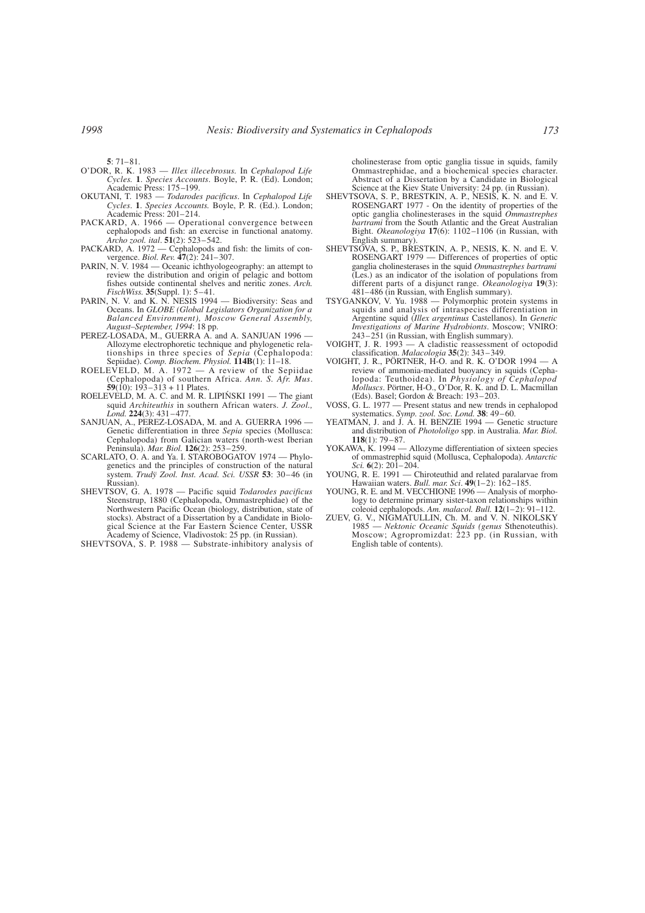5: 71–81.

O'DOR, R. K. 1983 — *Illex illecebrosus.* In *Cephalopod Life Cycles.* **1**. *Species Accounts*. Boyle, P. R. (Ed). London; Academic Press: 175–199.

OKUTANI, T. 1983 — *Todarodes pacificus.* In *Cephalopod Life Cycles.* **1**. *Species Accounts.* Boyle, P. R. (Ed.). London; Academic Press: 201–214.

PACKARD, A. 1966 — Operational convergence between cephalopods and fish: an exercise in functional anatomy. *Archo zool. ital*. **51**(2): 523–542.

PACKARD, A. 1972 — Cephalopods and fish: the limits of convergence. *Biol. Rev.* **47**(2): 241–307.

PARIN, N. V. 1984 — Oceanic ichthyologeography: an attempt to review the distribution and origin of pelagic and bottom fishes outside continental shelves and neritic zones. *Arch. FischWiss.* **35**(Suppl. 1): 5–41.

PARIN, N. V. and K. N. NESIS 1994 — Biodiversity: Seas and Oceans. In *GLOBE (Global Legislators Organization for a Balanced Environment), Moscow General Assembly, August–September, 1994*: 18 pp.

PEREZ-LOSADA, M., GUERRA A. and A. SANJUAN 1996 — Allozyme electrophoretic technique and phylogenetic relationships in three species of *Sepia* (Cephalopoda: Sepiidae). *Comp. Biochem. Physiol.* **114B**(1): 11–18.

ROELEVELD, M. A. 1972 — A review of the Sepiidae (Cephalopoda) of southern Africa. *Ann. S. Afr. Mus*. **59**(10): 193–313 + 11 Plates.

ROELEVELD, M. A. C. and M. R. LIPIŃSKI 1991 — The giant squid *Architeuthis* in southern African waters. *J. Zool., Lond.* **224**(3): 431–477.

SANJUAN, A., PEREZ-LOSADA, M. and A. GUERRA 1996 — Genetic differentiation in three *Sepia* species (Mollusca: Cephalopoda) from Galician waters (north-west Iberian Peninsula). *Mar. Biol.* **126**(2): 253–259.

SCARLATO, O. A. and Ya. I. STAROBOGATOV 1974 — Phylogenetics and the principles of construction of the natural system. *Trudÿ Zool. Inst. Acad. Sci. USSR* **53**: 30–46 (in Russian).

SHEVTSOV, G. A. 1978 — Pacific squid *Todarodes pacificus* Steenstrup, 1880 (Cephalopoda, Ommastrephidae) of the Northwestern Pacific Ocean (biology, distribution, state of stocks). Abstract of a Dissertation by a Candidate in Biological Science at the Far Eastern Science Center, USSR Academy of Science, Vladivostok: 25 pp. (in Russian).

SHEVTSOVA, S. P. 1988 — Substrate-inhibitory analysis of cholinesterase from optic ganglia tissue in squids, family Ommastrephidae, and a biochemical species character. Abstract of a Dissertation by a Candidate in Biological Science at the Kiev State University: 24 pp. (in Russian).

SHEVTSOVA, S. P., BRESTKIN, A. P., NESIS, K. N. and E. V. ROSENGART 1977 - On the identity of properties of the optic ganglia cholinesterases in the squid *Ommastrephes bartrami* from the South Atlantic and the Great Australian Bight. *Okeanologiya* **17**(6): 1102–1106 (in Russian, with English summary).

SHEVTSOVA, S. P., BRESTKIN, A. P., NESIS, K. N. and E. V. ROSENGART 1979 — Differences of properties of optic ganglia cholinesterases in the squid *Ommastrephes bartrami* (Les.) as an indicator of the isolation of populations from different parts of a disjunct range. *Okeanologiya* **19**(3): 481–486 (in Russian, with English summary).

TSYGANKOV, V. Yu. 1988 — Polymorphic protein systems in squids and analysis of intraspecies differentiation in Argentine squid (*Illex argentinus* Castellanos). In *Genetic Investigations of Marine Hydrobionts*. Moscow; VNIRO: 243–251 (in Russian, with English summary).

VOIGHT, J. R. 1993 — A cladistic reassessment of octopodid classification. *Malacologia* **35**(2): 343–349.

VOIGHT, J. R., PÖRTNER, H-O. and R. K. O'DOR 1994 — A review of ammonia-mediated buoyancy in squids (Cephalopoda: Teuthoidea). In *Physiology of Cephalopod Molluscs*. Pörtner, H-O., O'Dor, R. K. and D. L. Macmillan (Eds). Basel; Gordon & Breach: 193–203.

VOSS, G. L. 1977 — Present status and new trends in cephalopod systematics. *Symp. zool. Soc. Lond.* **38**: 49–60.

YEATMAN, J. and J. A. H. BENZIE 1994 — Genetic structure and distribution of *Photololigo* spp. in Australia. *Mar. Biol.* **118**(1): 79–87.

YOKAWA, K. 1994 — Allozyme differentiation of sixteen species of ommastrephid squid (Mollusca, Cephalopoda). *Antarctic Sci.* **6**(2): 201–204.

YOUNG, R. E. 1991 — Chiroteuthid and related paralarvae from Hawaiian waters. *Bull. mar. Sci*. **49**(1–2): 162–185.

YOUNG, R. E. and M. VECCHIONE 1996 — Analysis of morphology to determine primary sister-taxon relationships within coleoid cephalopods. *Am. malacol. Bull.* **12**(1–2): 91–112.

ZUEV, G. V., NIGMATULLIN, Ch. M. and V. N. NIKOLSKY 1985 — *Nektonic Oceanic Squids (genus* Sthenoteuthis). Moscow; Agropromizdat: 223 pp. (in Russian, with English table of contents).